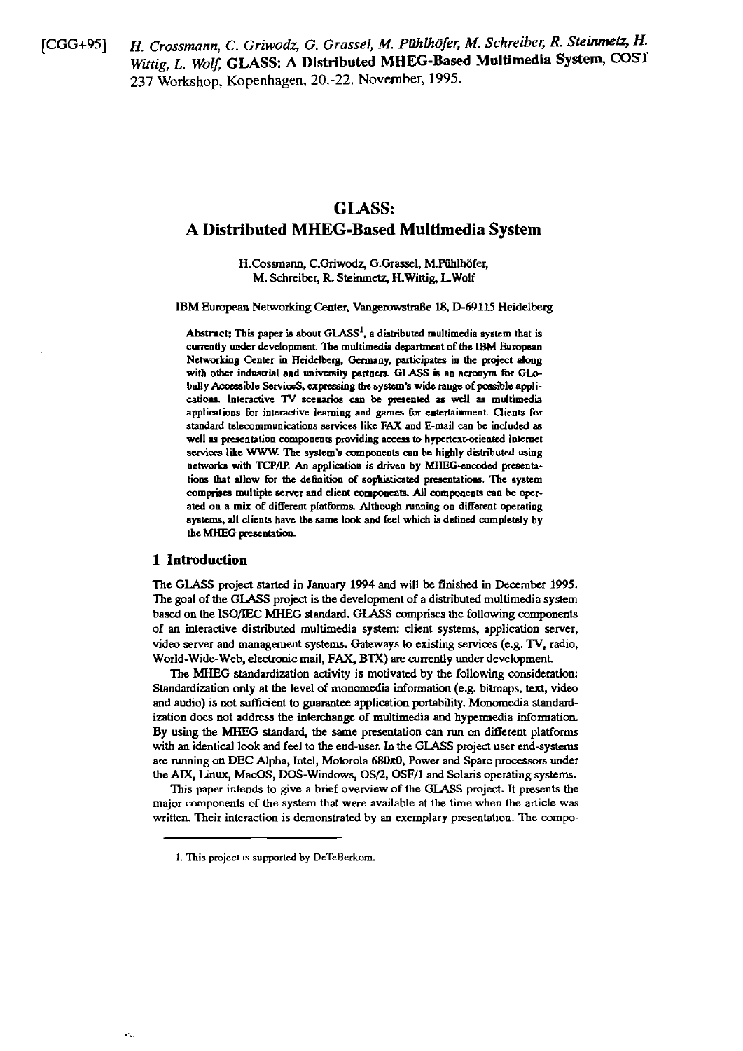[CGG+95] *H. Crossmann, C. Griwodz, G. Grassel, M. Pühlhöfer, M. Schreiber, R. Steinmetz, H. Wittig, L. Wolf*, **GLASS: A Distributed MHEG-Based Multimedia System**, COST 237 Workshop, Kopenhagen, 20.-22. November, 1995.

# GLASS: A Distributed MHEG-Based Multimedia System

H.Cossmann, C.Griwodz, G.Grassel, M.Pühlhöfer, M. Schreiber, R. Steinmetz, H.Wittig, L.Wolf

IBM European Networking Center, Vangerowstraße 18, D-69115 Heidelberg

**Abstract:** This paper is about GLASS[1], a distributed multimedia system that is currently under development. The multimedia department of the IBM European Networking Center in Heidelberg, Germany, participates in the project along with other industrial and university partners. GLASS is an acronym for GLobally Accessible ServiceS, expressing the system's wide range of possible applications. Interactive TV scenarios can be presented as well as multimedia applications for interactive learning and games for entertainment. Clients for standard telecommunications services like FAX and E-mail can be included as well as presentation components providing access to hypertext-oriented internet services like WWW. The system's components can be highly distributed using networks with TCP/IP. An application is driven by MHEG-encoded presentations that allow for the definition of sophisticated presentations. The system comprises multiple server and client components. All components can be operated on a mix of different platforms. Although running on different operating systems, all clients have the same look and feel which is defined completely by the MHEG presentation.

## 1 Introduction

The GLASS project started in January 1994 and will be finished in December 1995. The goal of the GLASS project is the development of a distributed multimedia system based on the ISO/IEC MHEG standard. GLASS comprises the following components of an interactive distributed multimedia system: client systems, application server, video server and management systems. Gateways to existing services (e.g. TV, radio, World-Wide-Web, electronic mail, FAX, BTX) are currently under development.

The MHEG standardization activity is motivated by the following consideration: Standardization only at the level of monomedia information (e.g. bitmaps, text, video and audio) is not sufficient to guarantee application portability. Monomedia standardization does not address the interchange of multimedia and hypermedia information. By using the MHEG standard, the same presentation can run on different platforms with an identical look and feel to the end-user. In the GLASS project user end-systems are running on DEC Alpha, Intel, Motorola 680x0, Power and Sparc processors under the AIX, Linux, MacOS, DOS-Windows, OS/2, OSF/1 and Solaris operating systems.

This paper intends to give a brief overview of the GLASS project. It presents the major components of the system that were available at the time when the article was written. Their interaction is demonstrated by an exemplary presentation. The compo-

1. This project is supported by DeTeBerkom.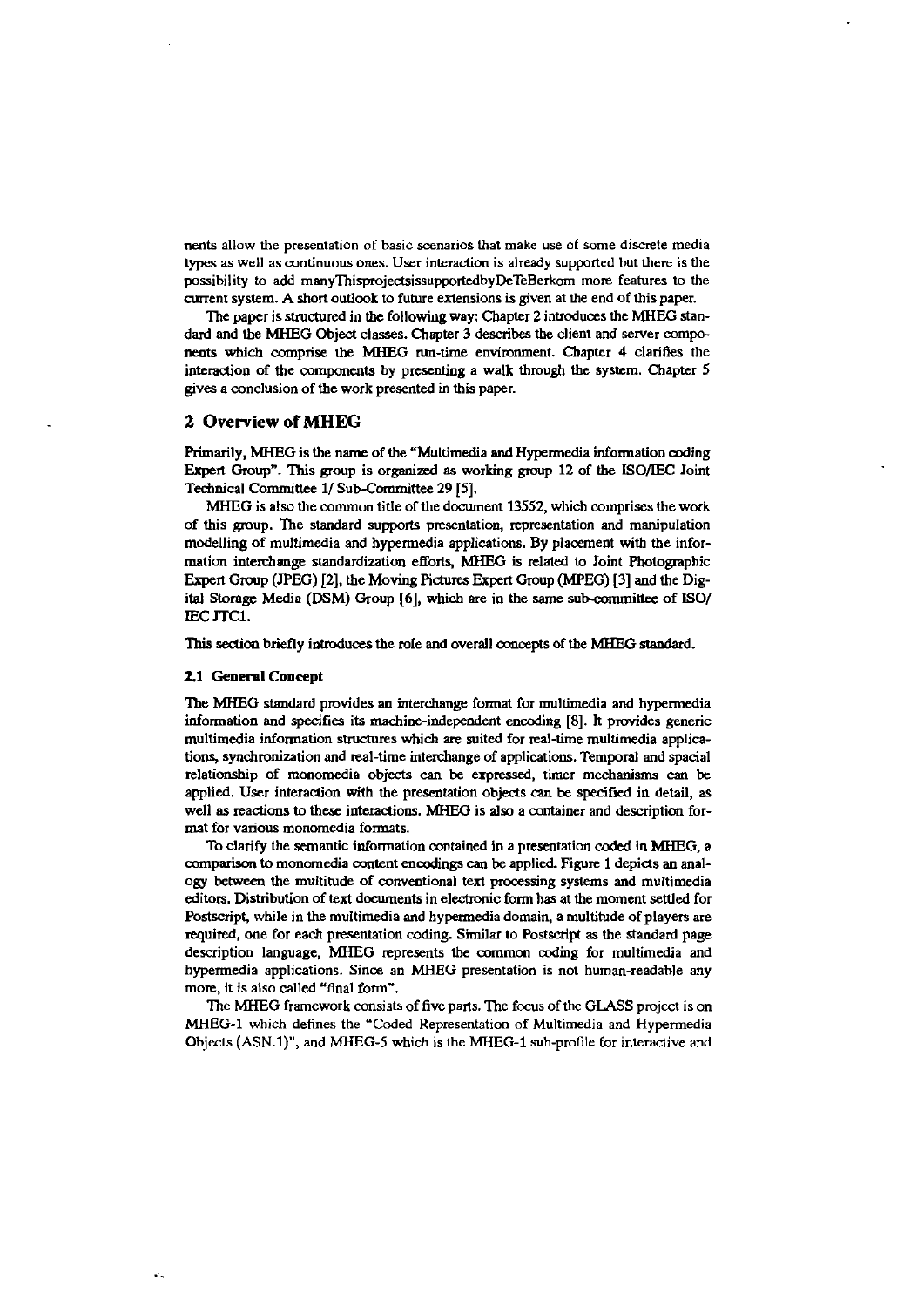nents allow the presentation of basic scenarios that make use of some discrete media types as well as continuous ones. User interaction is already supported but there is the possibility to add manyThisprojectsissupportedbyDeTeBerkom more features to the current system. A short outlook to future extensions is given at the end of this paper.

The paper is structured in the following way: Chapter 2 introduces the MHEG standard and the MHEG Object classes. Chapter 3 describes the client and server components which comprise the MHEG run-time environment. Chapter 4 clarifies the interaction of the components by presenting a walk through the system. Chapter 5 gives a conclusion of the work presented in this paper.

## 2 Overview of MHEG

Primarily, MHEG is the name of the "Multimedia and Hypermedia information coding Expert Group". This group is organized as working group 12 of the ISO/IEC Joint Technical Committee 1/ Sub-Committee 29 [5].

MHEG is also the common title of the document 13552, which comprises the work of this group. The standard supports presentation, representation and manipulation modelling of multimedia and hypermedia applications. By placement with the information interchange standardization efforts, MHEG is related to Joint Photographic Expert Group (JPEG) [2], the Moving Pictures Expert Group (MPEG) [3] and the Digital Storage Media (DSM) Group [6], which are in the same sub-committee of ISO/ IEC JTC1.

This section briefly introduces the role and overall concepts of the MHEG standard.

### 2.1 General Concept

The MHEG standard provides an interchange format for multimedia and hypermedia information and specifies its machine-independent encoding [8]. It provides generic multimedia information structures which are suited for real-time multimedia applications, synchronization and real-time interchange of applications. Temporal and spacial relationship of monomedia objects can be expressed, timer mechanisms can be applied. User interaction with the presentation objects can be specified in detail, as well as reactions to these interactions. MHEG is also a container and description format for various monomedia formats.

To clarify the semantic information contained in a presentation coded in MHEG, a comparison to monomedia content encodings can be applied. Figure 1 depicts an analogy between the multitude of conventional text processing systems and multimedia editors. Distribution of text documents in electronic form has at the moment settled for Postscript, while in the multimedia and hypermedia domain, a multitude of players are required, one for each presentation coding. Similar to Postscript as the standard page description language, MHEG represents the common coding for multimedia and hypermedia applications. Since an MHEG presentation is not human-readable any more, it is also called "final form".

The MHEG framework consists of five parts. The focus of the GLASS project is on MHEG-1 which defines the "Coded Representation of Multimedia and Hypermedia Objects (ASN.1)", and MHEG-5 which is the MHEG-1 sub-profile for interactive and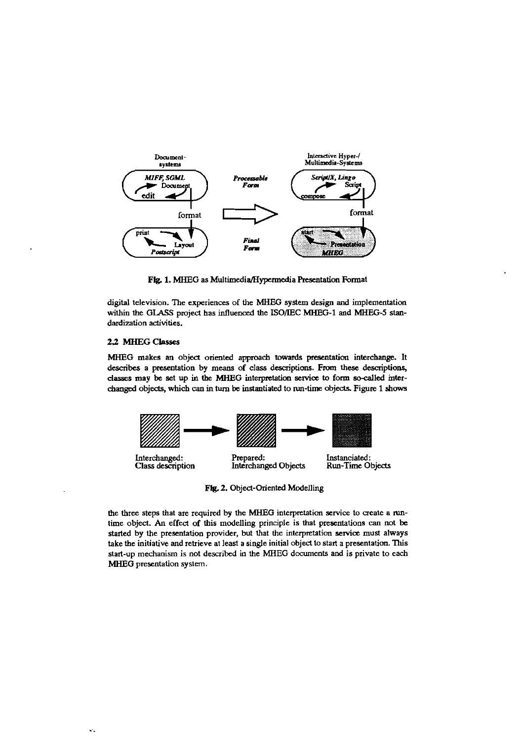Fig. 1. MHEG as Multimedia/Hypermedia Presentation Format

digital television. The experiences of the MHEG system design and implementation within the GLASS project has influenced the ISO/IEC MHEG-1 and MHEG-5 standardization activities.

### 2.2 MHEG Classes

MHEG makes an object oriented approach towards presentation interchange. It describes a presentation by means of class descriptions. From these descriptions, classes may be set up in the MHEG interpretation service to form so-called interchanged objects, which can in turn be instantiated to run-time objects. Figure 1 shows

Fig. 2. Object-Oriented Modelling

the three steps that are required by the MHEG interpretation service to create a run-time object. An effect of this modelling principle is that presentations can not be started by the presentation provider, but that the interpretation service must always take the initiative and retrieve at least a single initial object to start a presentation. This start-up mechanism is not described in the MHEG documents and is private to each MHEG presentation system.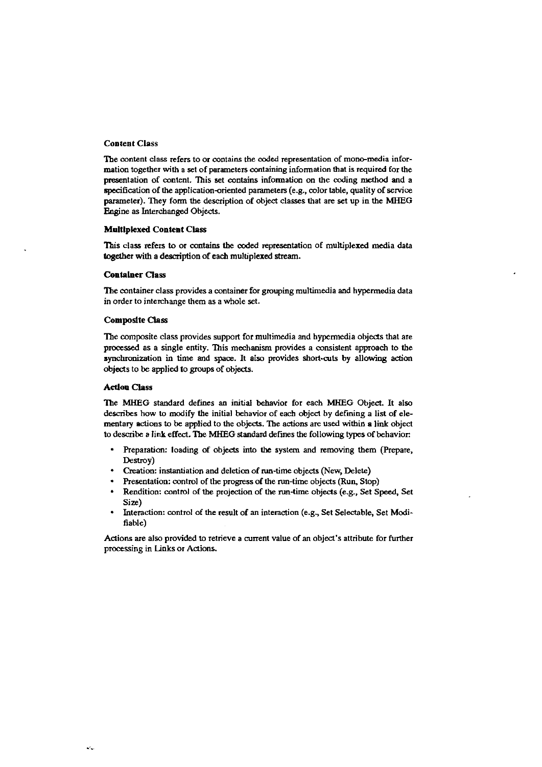#### Content Class

The content class refers to or contains the coded representation of mono-media information together with a set of parameters containing information that is required for the presentation of content. This set contains information on the coding method and a specification of the application-oriented parameters (e.g., color table, quality of service parameter). They form the description of object classes that are set up in the MHEG Engine as Interchanged Objects.

#### Multiplexed Content Class

This class refers to or contains the coded representation of multiplexed media data together with a description of each multiplexed stream.

#### Container Class

The container class provides a container for grouping multimedia and hypermedia data in order to interchange them as a whole set.

#### Composite Class

The composite class provides support for multimedia and hypermedia objects that are processed as a single entity. This mechanism provides a consistent approach to the synchronization in time and space. It also provides short-cuts by allowing action objects to be applied to groups of objects.

#### Action Class

The MHEG standard defines an initial behavior for each MHEG Object. It also describes how to modify the initial behavior of each object by defining a list of elementary actions to be applied to the objects. The actions are used within a link object to describe a link effect. The MHEG standard defines the following types of behavior:

- Preparation: loading of objects into the system and removing them (Prepare, Destroy)
- Creation: instantiation and deletion of run-time objects (New, Delete)
- Presentation: control of the progress of the run-time objects (Run, Stop)
- Rendition: control of the projection of the run-time objects (e.g., Set Speed, Set Size)
- Interaction: control of the result of an interaction (e.g., Set Selectable, Set Modifiable)

Actions are also provided to retrieve a current value of an object's attribute for further processing in Links or Actions.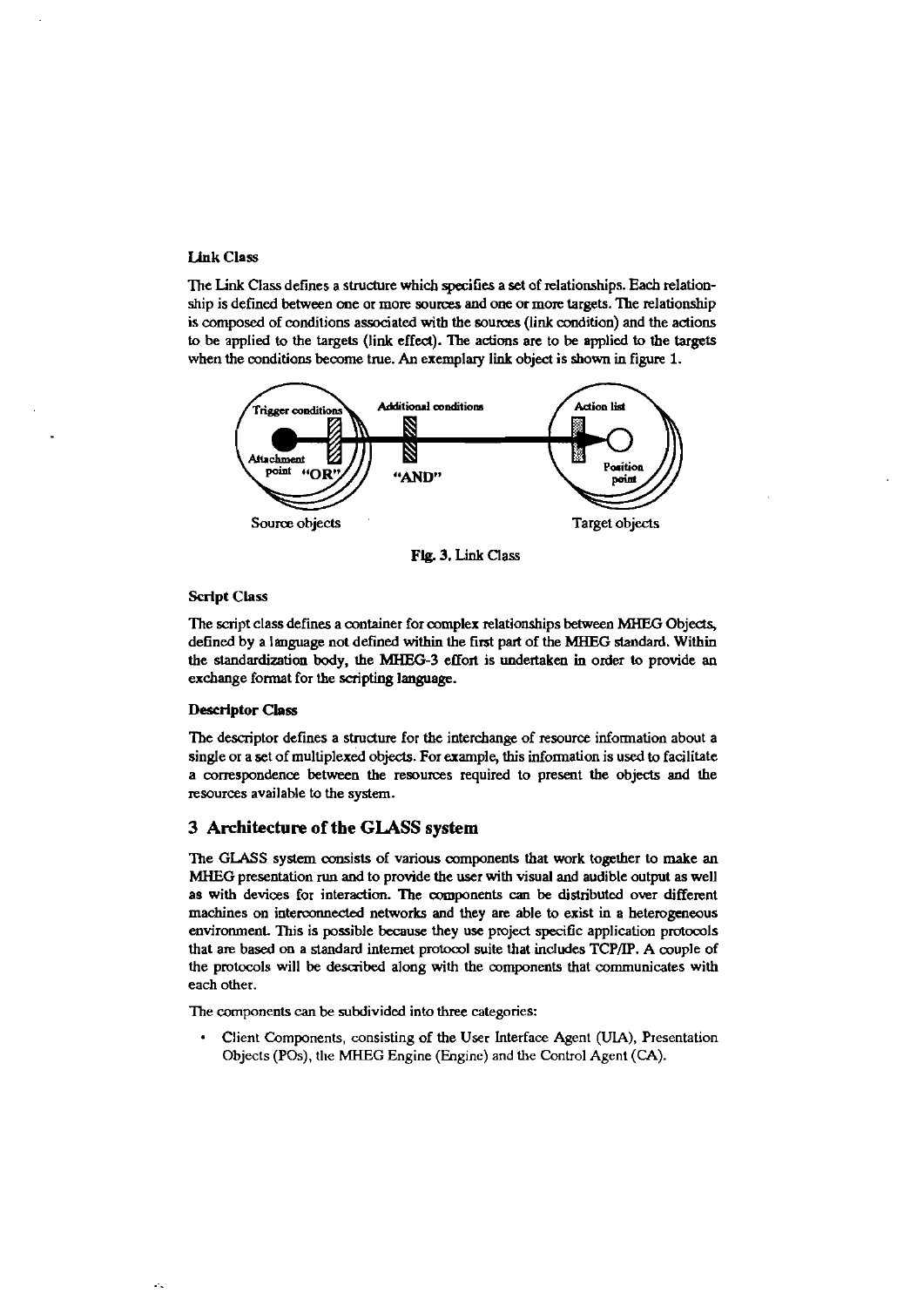**Link Class**

The Link Class defines a structure which specifies a set of relationships. Each relationship is defined between one or more sources and one or more targets. The relationship is composed of conditions associated with the sources (link condition) and the actions to be applied to the targets (link effect). The actions are to be applied to the targets when the conditions become true. An exemplary link object is shown in figure 1.

Fig. 3. Link Class

**Script Class**

The script class defines a container for complex relationships between MHEG Objects, defined by a language not defined within the first part of the MHEG standard. Within the standardization body, the MHEG-3 effort is undertaken in order to provide an exchange format for the scripting language.

**Descriptor Class**

The descriptor defines a structure for the interchange of resource information about a single or a set of multiplexed objects. For example, this information is used to facilitate a correspondence between the resources required to present the objects and the resources available to the system.

## 3 Architecture of the GLASS system

The GLASS system consists of various components that work together to make an MHEG presentation run and to provide the user with visual and audible output as well as with devices for interaction. The components can be distributed over different machines on interconnected networks and they are able to exist in a heterogeneous environment. This is possible because they use project specific application protocols that are based on a standard internet protocol suite that includes TCP/IP. A couple of the protocols will be described along with the components that communicates with each other.

The components can be subdivided into three categories:

- Client Components, consisting of the User Interface Agent (UIA), Presentation Objects (POs), the MHEG Engine (Engine) and the Control Agent (CA).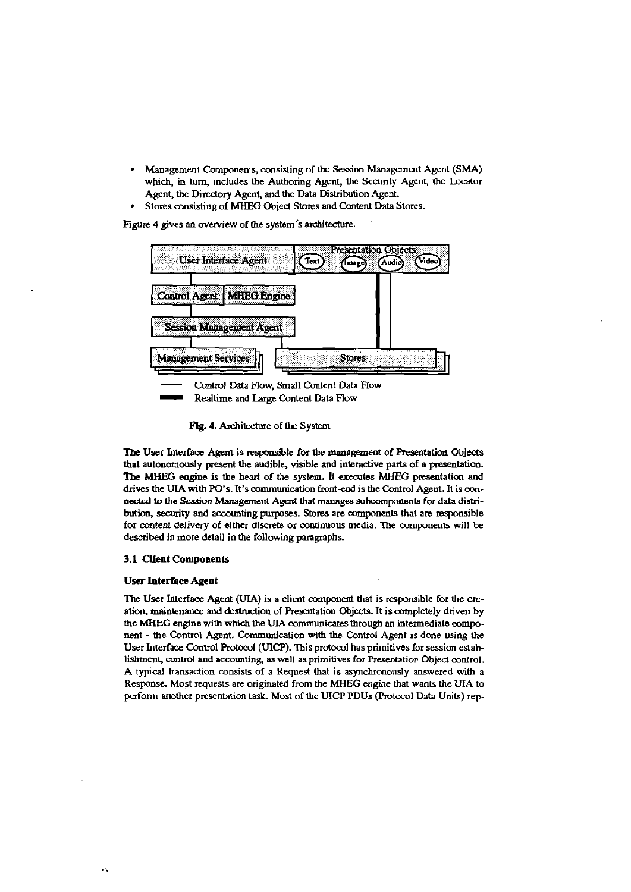- Management Components, consisting of the Session Management Agent (SMA) which, in turn, includes the Authoring Agent, the Security Agent, the Locator Agent, the Directory Agent, and the Data Distribution Agent.
- Stores consisting of MHEG Object Stores and Content Data Stores.

Figure 4 gives an overview of the system's architecture.

**Fig. 4.** Architecture of the System

The User Interface Agent is responsible for the management of Presentation Objects that autonomously present the audible, visible and interactive parts of a presentation. The MHEG engine is the heart of the system. It executes MHEG presentation and drives the UIA with PO's. It's communication front-end is the Control Agent. It is connected to the Session Management Agent that manages subcomponents for data distribution, security and accounting purposes. Stores are components that are responsible for content delivery of either discrete or continuous media. The components will be described in more detail in the following paragraphs.

### 3.1 Client Components

#### User Interface Agent

The User Interface Agent (UIA) is a client component that is responsible for the creation, maintenance and destruction of Presentation Objects. It is completely driven by the MHEG engine with which the UIA communicates through an intermediate component - the Control Agent. Communication with the Control Agent is done using the User Interface Control Protocol (UICP). This protocol has primitives for session establishment, control and accounting, as well as primitives for Presentation Object control. A typical transaction consists of a Request that is asynchronously answered with a Response. Most requests are originated from the MHEG engine that wants the UIA to perform another presentation task. Most of the UICP PDUs (Protocol Data Units) rep-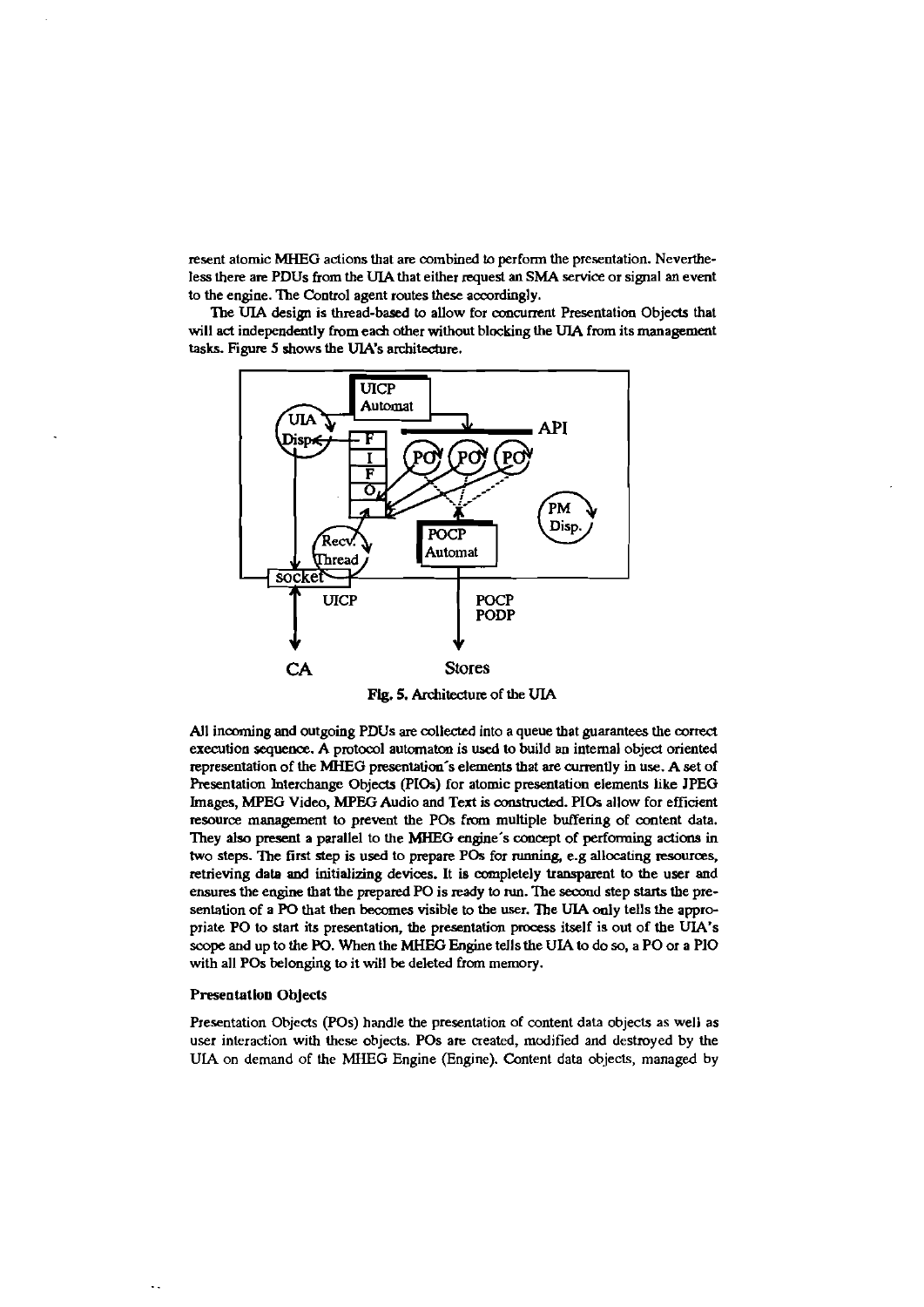resent atomic MHEG actions that are combined to perform the presentation. Nevertheless there are PDUs from the UIA that either request an SMA service or signal an event to the engine. The Control agent routes these accordingly.

The UIA design is thread-based to allow for concurrent Presentation Objects that will act independently from each other without blocking the UIA from its management tasks. Figure 5 shows the UIA's architecture.

Fig. 5. Architecture of the UIA

All incoming and outgoing PDUs are collected into a queue that guarantees the correct execution sequence. A protocol automaton is used to build an internal object oriented representation of the MHEG presentation's elements that are currently in use. A set of Presentation Interchange Objects (PIOs) for atomic presentation elements like JPEG Images, MPEG Video, MPEG Audio and Text is constructed. PIOs allow for efficient resource management to prevent the POs from multiple buffering of content data. They also present a parallel to the MHEG engine's concept of performing actions in two steps. The first step is used to prepare POs for running, e.g allocating resources, retrieving data and initializing devices. It is completely transparent to the user and ensures the engine that the prepared PO is ready to run. The second step starts the presentation of a PO that then becomes visible to the user. The UIA only tells the appropriate PO to start its presentation, the presentation process itself is out of the UIA's scope and up to the PO. When the MHEG Engine tells the UIA to do so, a PO or a PIO with all POs belonging to it will be deleted from memory.

### Presentation Objects

Presentation Objects (POs) handle the presentation of content data objects as well as user interaction with these objects. POs are created, modified and destroyed by the UIA on demand of the MHEG Engine (Engine). Content data objects, managed by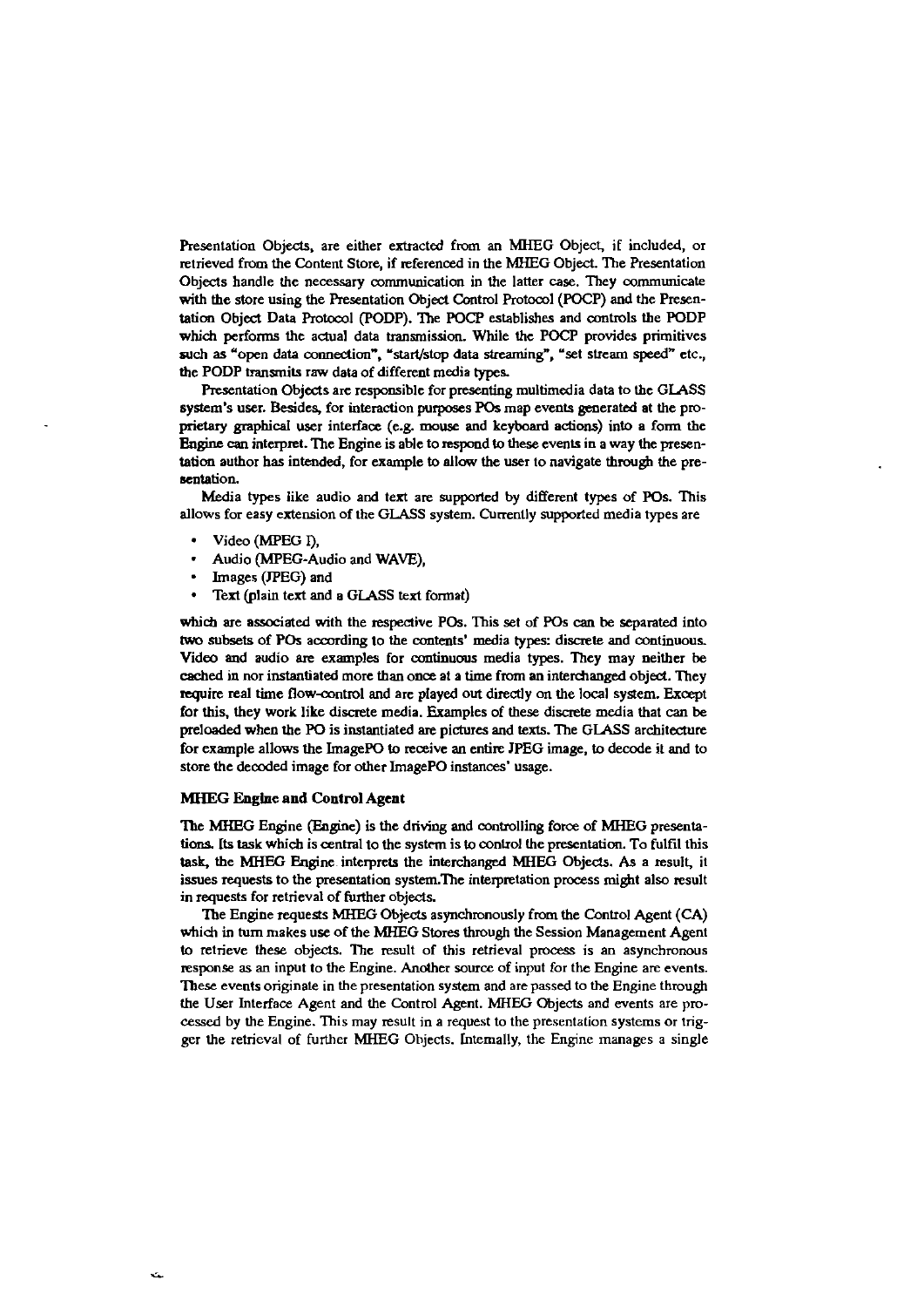Presentation Objects, are either extracted from an MHEG Object, if included, or retrieved from the Content Store, if referenced in the MHEG Object. The Presentation Objects handle the necessary communication in the latter case. They communicate with the store using the Presentation Object Control Protocol (POCP) and the Presentation Object Data Protocol (PODP). The POCP establishes and controls the PODP which performs the actual data transmission. While the POCP provides primitives such as "open data connection", "start/stop data streaming", "set stream speed" etc., the PODP transmits raw data of different media types.

Presentation Objects are responsible for presenting multimedia data to the GLASS system's user. Besides, for interaction purposes POs map events generated at the proprietary graphical user interface (e.g. mouse and keyboard actions) into a form the Engine can interpret. The Engine is able to respond to these events in a way the presentation author has intended, for example to allow the user to navigate through the presentation.

Media types like audio and text are supported by different types of POs. This allows for easy extension of the GLASS system. Currently supported media types are

- Video (MPEG I),
- Audio (MPEG-Audio and WAVE),
- Images (JPEG) and
- Text (plain text and a GLASS text format)

which are associated with the respective POs. This set of POs can be separated into two subsets of POs according to the contents' media types: discrete and continuous. Video and audio are examples for continuous media types. They may neither be cached in nor instantiated more than once at a time from an interchanged object. They require real time flow-control and are played out directly on the local system. Except for this, they work like discrete media. Examples of these discrete media that can be preloaded when the PO is instantiated are pictures and texts. The GLASS architecture for example allows the ImagePO to receive an entire JPEG image, to decode it and to store the decoded image for other ImagePO instances' usage.

### MHEG Engine and Control Agent

The MHEG Engine (Engine) is the driving and controlling force of MHEG presentations. Its task which is central to the system is to control the presentation. To fulfil this task, the MHEG Engine interprets the interchanged MHEG Objects. As a result, it issues requests to the presentation system.The interpretation process might also result in requests for retrieval of further objects.

The Engine requests MHEG Objects asynchronously from the Control Agent (CA) which in turn makes use of the MHEG Stores through the Session Management Agent to retrieve these objects. The result of this retrieval process is an asynchronous response as an input to the Engine. Another source of input for the Engine are events. These events originate in the presentation system and are passed to the Engine through the User Interface Agent and the Control Agent. MHEG Objects and events are processed by the Engine. This may result in a request to the presentation systems or trigger the retrieval of further MHEG Objects. Internally, the Engine manages a single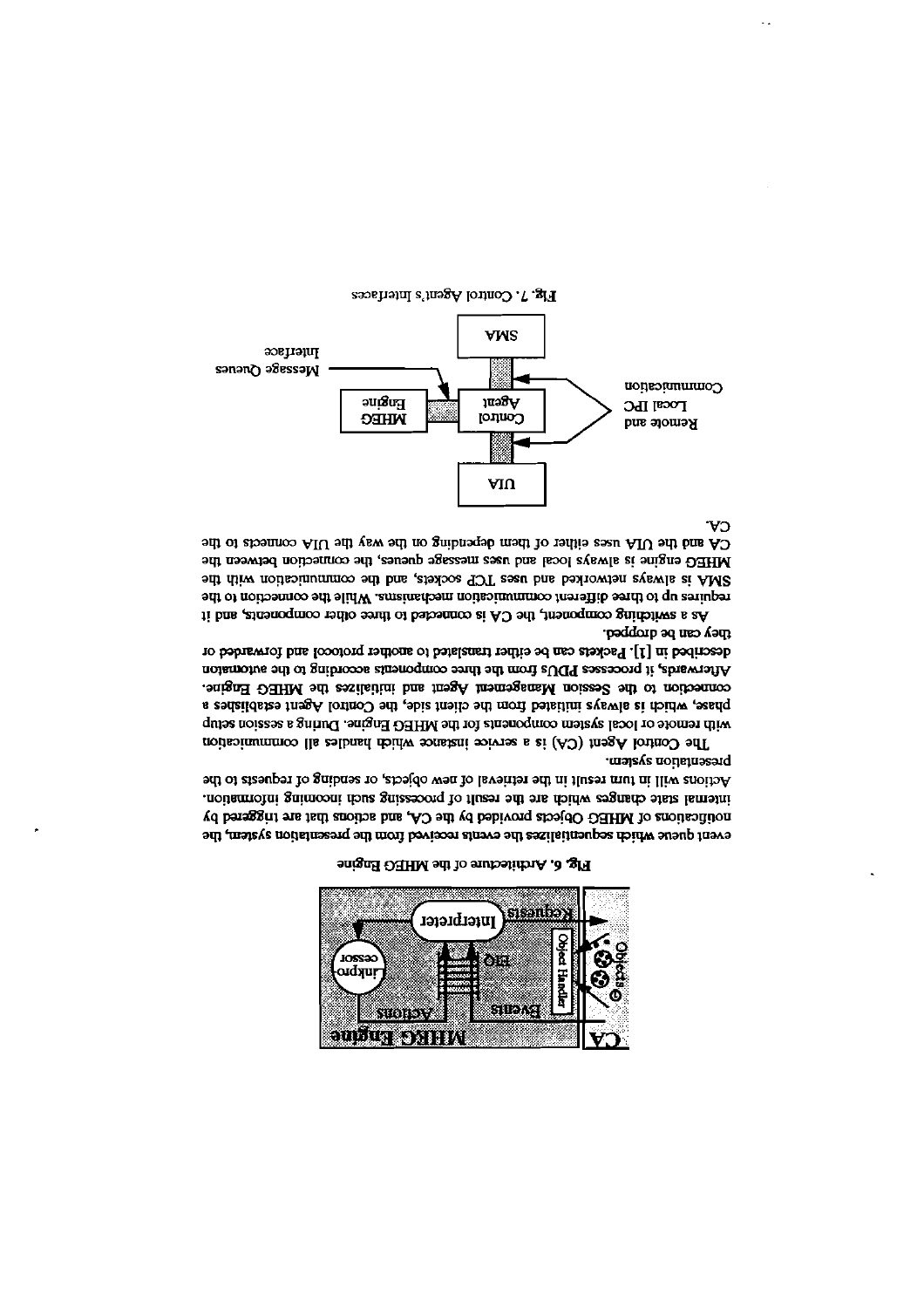Fig. 6. Architecture of the MHEG Engine

event queue which sequentializes the events received from the presentation system, the notifications of MHEG Objects provided by the CA, and actions that are triggered by internal state changes which are the result of processing such incoming information. Actions will in turn result in the retrieval of new objects, or sending of requests to the presentation system.

The Control Agent (CA) is a service instance which handles all communication with remote or local system components for the MHEG Engine. During a session setup phase, which is always initiated from the client side, the Control Agent establishes a connection to the Session Management Agent and initializes the MHEG Engine. Afterwards, it processes PDUs from the three components according to the automaton described in [1]. Packets can be either translated to another protocol and forwarded or they can be dropped.

As a switching component, the CA is connected to three other components, and it requires up to three different communication mechanisms. While the connection to the SMA is always networked and uses TCP sockets, and the communication with the MHEG engine is always local and uses message queues, the connection between the CA and the UIA uses either of them depending on the way the UIA connects to the CA.

Fig. 7. Control Agent's Interfaces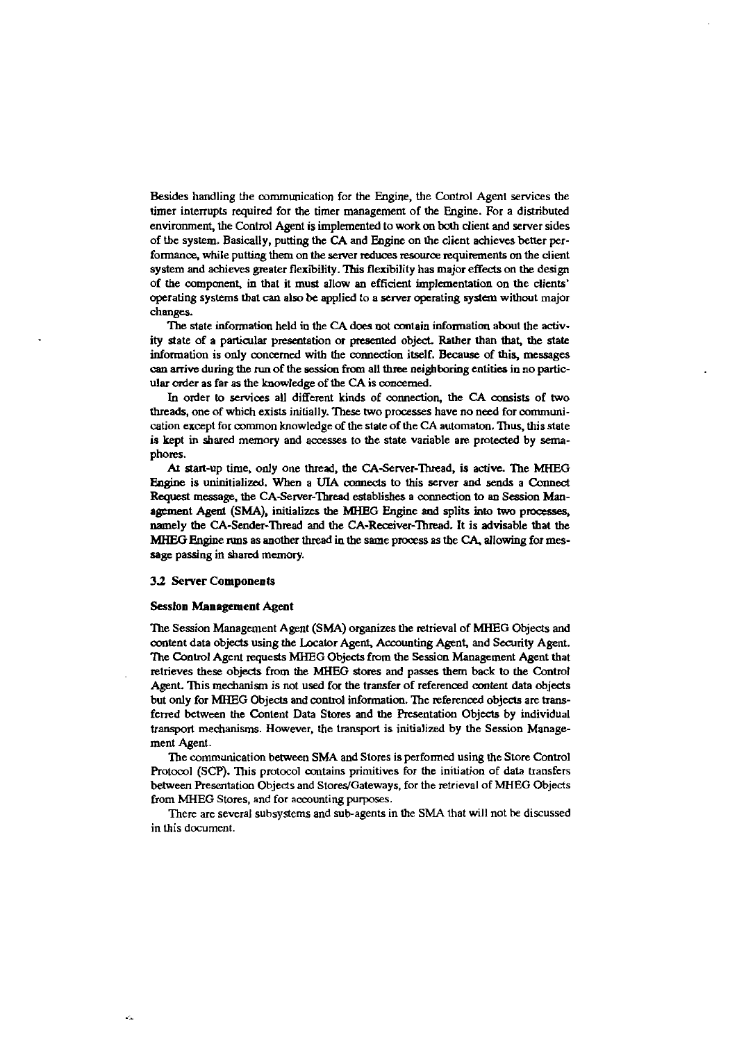Besides handling the communication for the Engine, the Control Agent services the timer interrupts required for the timer management of the Engine. For a distributed environment, the Control Agent is implemented to work on both client and server sides of the system. Basically, putting the CA and Engine on the client achieves better performance, while putting them on the server reduces resource requirements on the client system and achieves greater flexibility. This flexibility has major effects on the design of the component, in that it must allow an efficient implementation on the clients' operating systems that can also be applied to a server operating system without major changes.

The state information held in the CA does not contain information about the activity state of a particular presentation or presented object. Rather than that, the state information is only concerned with the connection itself. Because of this, messages can arrive during the run of the session from all three neighboring entities in no particular order as far as the knowledge of the CA is concerned.

In order to services all different kinds of connection, the CA consists of two threads, one of which exists initially. These two processes have no need for communication except for common knowledge of the state of the CA automaton. Thus, this state is kept in shared memory and accesses to the state variable are protected by semaphores.

At start-up time, only one thread, the CA-Server-Thread, is active. The MHEG Engine is uninitialized. When a UIA connects to this server and sends a Connect Request message, the CA-Server-Thread establishes a connection to an Session Management Agent (SMA), initializes the MHEG Engine and splits into two processes, namely the CA-Sender-Thread and the CA-Receiver-Thread. It is advisable that the MHEG Engine runs as another thread in the same process as the CA, allowing for message passing in shared memory.

### 3.2 Server Components

#### Session Management Agent

The Session Management Agent (SMA) organizes the retrieval of MHEG Objects and content data objects using the Locator Agent, Accounting Agent, and Security Agent. The Control Agent requests MHEG Objects from the Session Management Agent that retrieves these objects from the MHEG stores and passes them back to the Control Agent. This mechanism is not used for the transfer of referenced content data objects but only for MHEG Objects and control information. The referenced objects are transferred between the Content Data Stores and the Presentation Objects by individual transport mechanisms. However, the transport is initialized by the Session Management Agent.

The communication between SMA and Stores is performed using the Store Control Protocol (SCP). This protocol contains primitives for the initiation of data transfers between Presentation Objects and Stores/Gateways, for the retrieval of MHEG Objects from MHEG Stores, and for accounting purposes.

There are several subsystems and sub-agents in the SMA that will not be discussed in this document.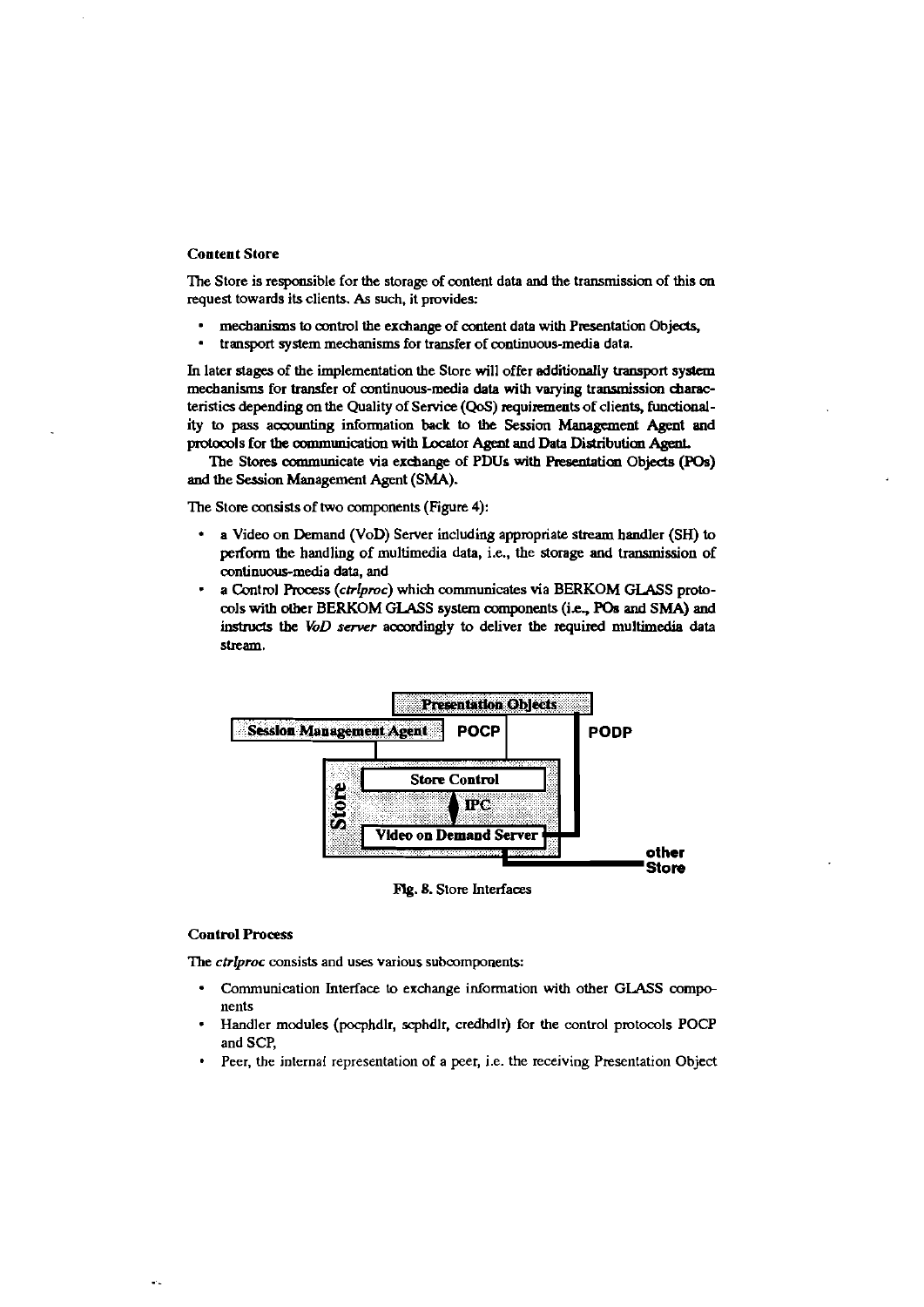#### Content Store

The Store is responsible for the storage of content data and the transmission of this on request towards its clients. As such, it provides:

- mechanisms to control the exchange of content data with Presentation Objects,
- transport system mechanisms for transfer of continuous-media data.

In later stages of the implementation the Store will offer additionally transport system mechanisms for transfer of continuous-media data with varying transmission characteristics depending on the Quality of Service (QoS) requirements of clients, functionality to pass accounting information back to the Session Management Agent and protocols for the communication with Locator Agent and Data Distribution Agent.

The Stores communicate via exchange of PDUs with Presentation Objects (POs) and the Session Management Agent (SMA).

The Store consists of two components (Figure 4):

- a Video on Demand (VoD) Server including appropriate stream handler (SH) to perform the handling of multimedia data, i.e., the storage and transmission of continuous-media data, and
- a Control Process (*ctrlproc*) which communicates via BERKOM GLASS protocols with other BERKOM GLASS system components (i.e., POs and SMA) and instructs the *VoD server* accordingly to deliver the required multimedia data stream.

Presentation Objects
Session Management Agent | POCP | PODP
Store: Store Control — IPC — Video on Demand Server
other Store

**Fig. 8.** Store Interfaces

#### Control Process

The *ctrlproc* consists and uses various subcomponents:

- Communication Interface to exchange information with other GLASS components
- Handler modules (pocphdlr, scphdlr, credhdlr) for the control protocols POCP and SCP,
- Peer, the internal representation of a peer, i.e. the receiving Presentation Object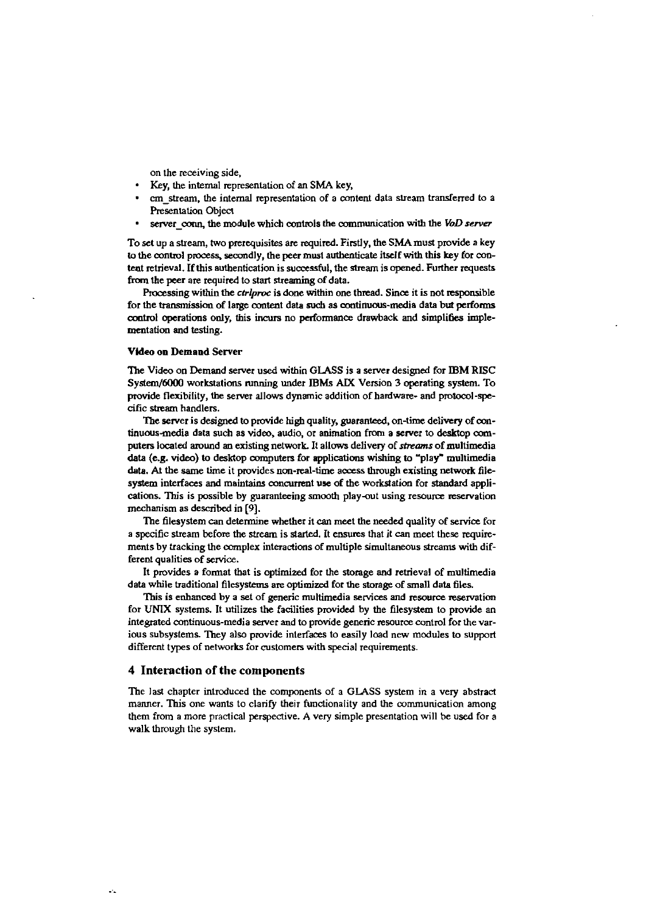on the receiving side,

- Key, the internal representation of an SMA key,
- cm_stream, the internal representation of a content data stream transferred to a Presentation Object
- server_conn, the module which controls the communication with the *VoD server*

To set up a stream, two prerequisites are required. Firstly, the SMA must provide a key to the control process, secondly, the peer must authenticate itself with this key for content retrieval. If this authentication is successful, the stream is opened. Further requests from the peer are required to start streaming of data.

Processing within the *ctrlproc* is done within one thread. Since it is not responsible for the transmission of large content data such as continuous-media data but performs control operations only, this incurs no performance drawback and simplifies implementation and testing.

**Video on Demand Server**

The Video on Demand server used within GLASS is a server designed for IBM RISC System/6000 workstations running under IBMs AIX Version 3 operating system. To provide flexibility, the server allows dynamic addition of hardware- and protocol-specific stream handlers.

The server is designed to provide high quality, guaranteed, on-time delivery of continuous-media data such as video, audio, or animation from a server to desktop computers located around an existing network. It allows delivery of *streams* of multimedia data (e.g. video) to desktop computers for applications wishing to "play" multimedia data. At the same time it provides non-real-time access through existing network filesystem interfaces and maintains concurrent use of the workstation for standard applications. This is possible by guaranteeing smooth play-out using resource reservation mechanism as described in [9].

The filesystem can determine whether it can meet the needed quality of service for a specific stream before the stream is started. It ensures that it can meet these requirements by tracking the complex interactions of multiple simultaneous streams with different qualities of service.

It provides a format that is optimized for the storage and retrieval of multimedia data while traditional filesystems are optimized for the storage of small data files.

This is enhanced by a set of generic multimedia services and resource reservation for UNIX systems. It utilizes the facilities provided by the filesystem to provide an integrated continuous-media server and to provide generic resource control for the various subsystems. They also provide interfaces to easily load new modules to support different types of networks for customers with special requirements.

## 4 Interaction of the components

The last chapter introduced the components of a GLASS system in a very abstract manner. This one wants to clarify their functionality and the communication among them from a more practical perspective. A very simple presentation will be used for a walk through the system.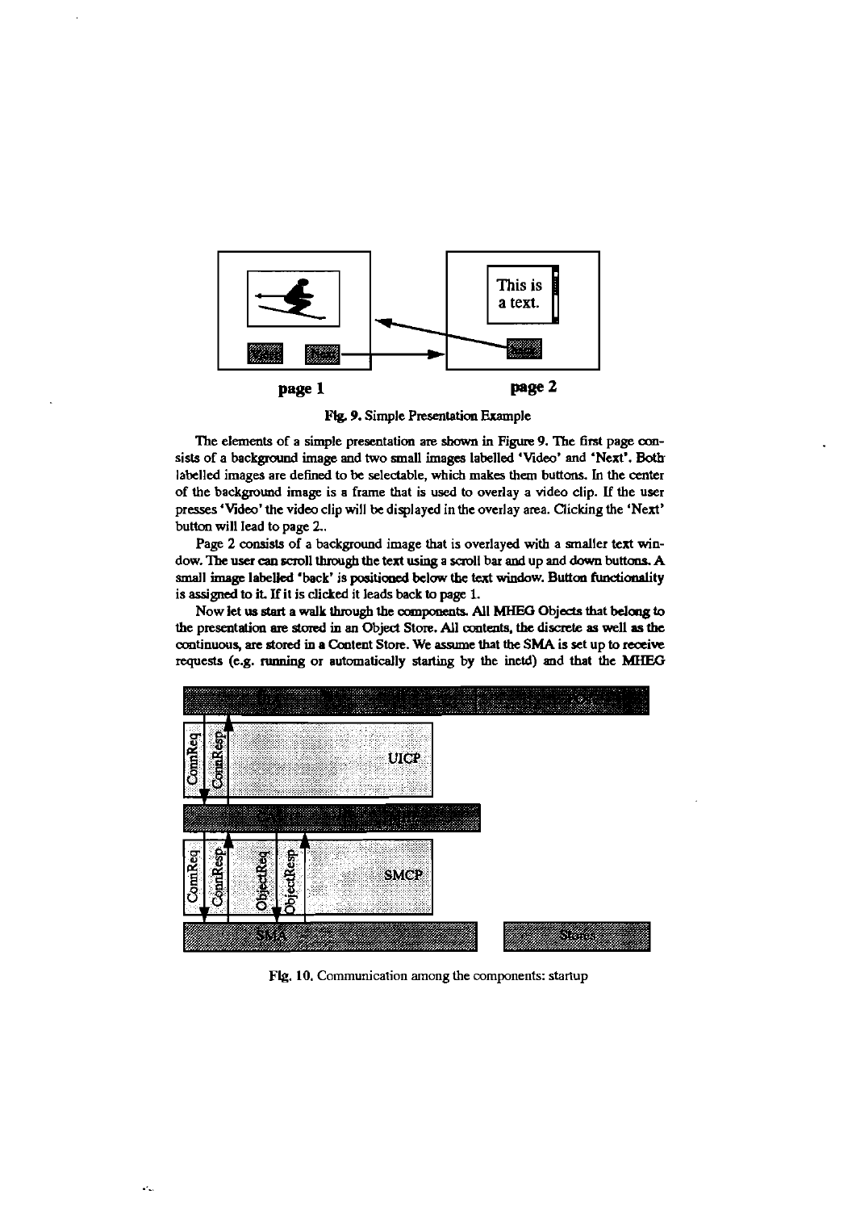Fig. 9. Simple Presentation Example

The elements of a simple presentation are shown in Figure 9. The first page consists of a background image and two small images labelled 'Video' and 'Next'. Both labelled images are defined to be selectable, which makes them buttons. In the center of the background image is a frame that is used to overlay a video clip. If the user presses 'Video' the video clip will be displayed in the overlay area. Clicking the 'Next' button will lead to page 2..

Page 2 consists of a background image that is overlayed with a smaller text window. The user can scroll through the text using a scroll bar and up and down buttons. A small image labelled 'back' is positioned below the text window. Button functionality is assigned to it. If it is clicked it leads back to page 1.

Now let us start a walk through the components. All MHEG Objects that belong to the presentation are stored in an Object Store. All contents, the discrete as well as the continuous, are stored in a Content Store. We assume that the SMA is set up to receive requests (e.g. running or automatically starting by the inetd) and that the MHEG

Fig. 10. Communication among the components: startup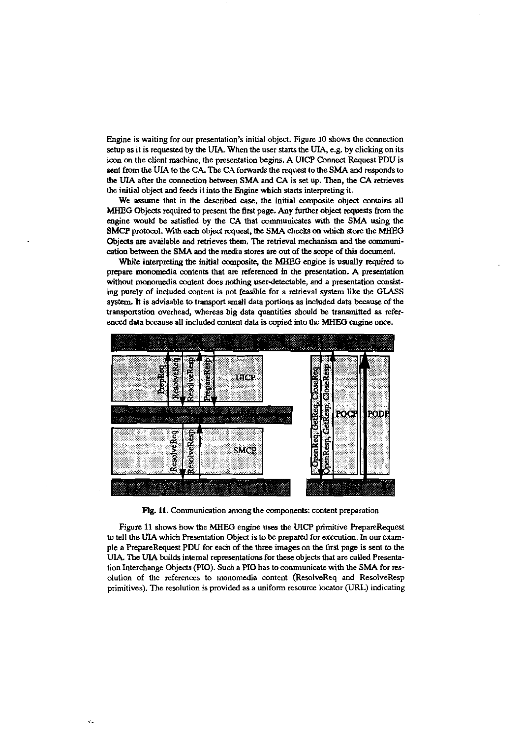Engine is waiting for our presentation's initial object. Figure 10 shows the connection setup as it is requested by the UIA. When the user starts the UIA, e.g. by clicking on its icon on the client machine, the presentation begins. A UICP Connect Request PDU is sent from the UIA to the CA. The CA forwards the request to the SMA and responds to the UIA after the connection between SMA and CA is set up. Then, the CA retrieves the initial object and feeds it into the Engine which starts interpreting it.

We assume that in the described case, the initial composite object contains all MHEG Objects required to present the first page. Any further object requests from the engine would be satisfied by the CA that communicates with the SMA using the SMCP protocol. With each object request, the SMA checks on which store the MHEG Objects are available and retrieves them. The retrieval mechanism and the communication between the SMA and the media stores are out of the scope of this document.

While interpreting the initial composite, the MHEG engine is usually required to prepare monomedia contents that are referenced in the presentation. A presentation without monomedia content does nothing user-detectable, and a presentation consisting purely of included content is not feasible for a retrieval system like the GLASS system. It is advisable to transport small data portions as included data because of the transportation overhead, whereas big data quantities should be transmitted as referenced data because all included content data is copied into the MHEG engine once.

**Fig. 11.** Communication among the components: content preparation

Figure 11 shows how the MHEG engine uses the UICP primitive PrepareRequest to tell the UIA which Presentation Object is to be prepared for execution. In our example a PrepareRequest PDU for each of the three images on the first page is sent to the UIA. The UIA builds internal representations for these objects that are called Presentation Interchange Objects (PIO). Such a PIO has to communicate with the SMA for resolution of the references to monomedia content (ResolveReq and ResolveResp primitives). The resolution is provided as a uniform resource locator (URL) indicating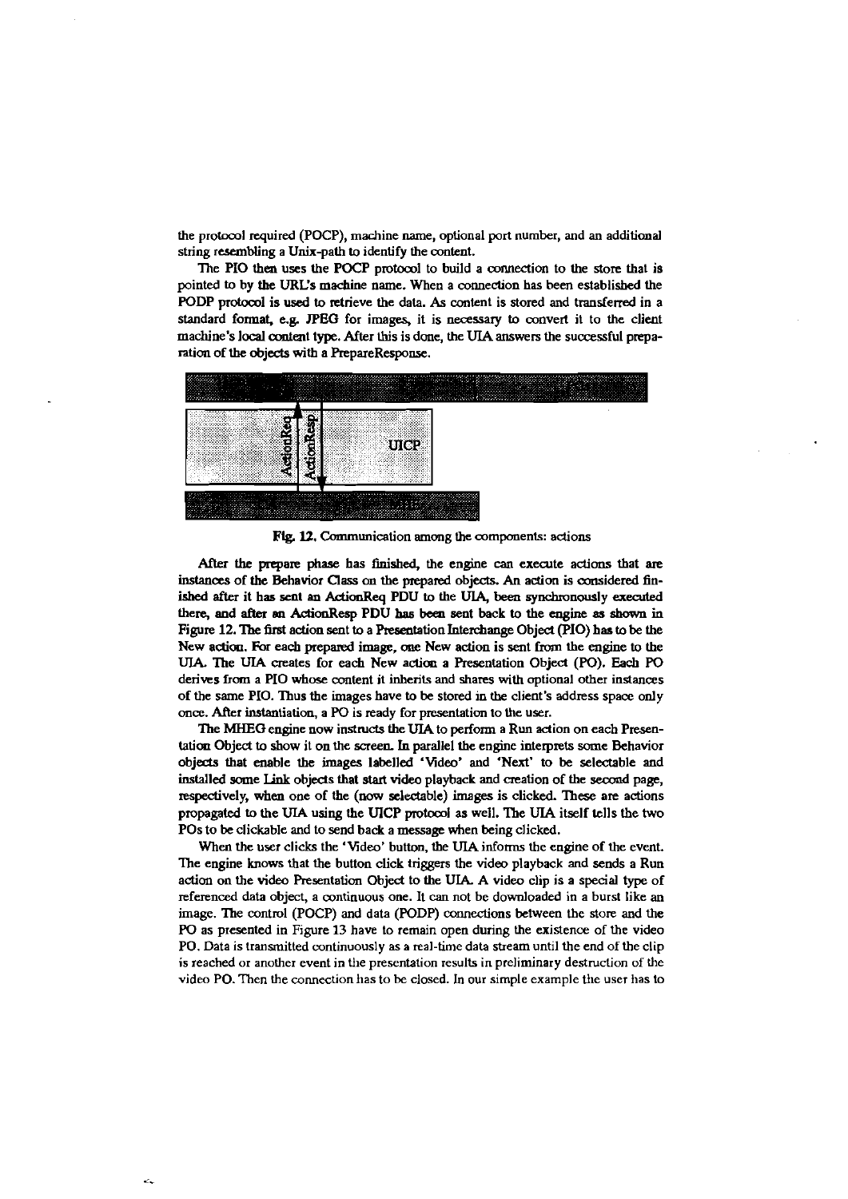the protocol required (POCP), machine name, optional port number, and an additional string resembling a Unix-path to identify the content.

The PIO then uses the POCP protocol to build a connection to the store that is pointed to by the URL's machine name. When a connection has been established the PODP protocol is used to retrieve the data. As content is stored and transferred in a standard format, e.g. JPEG for images, it is necessary to convert it to the client machine's local content type. After this is done, the UIA answers the successful preparation of the objects with a PrepareResponse.

Fig. 12. Communication among the components: actions

After the prepare phase has finished, the engine can execute actions that are instances of the Behavior Class on the prepared objects. An action is considered finished after it has sent an ActionReq PDU to the UIA, been synchronously executed there, and after an ActionResp PDU has been sent back to the engine as shown in Figure 12. The first action sent to a Presentation Interchange Object (PIO) has to be the New action. For each prepared image, one New action is sent from the engine to the UIA. The UIA creates for each New action a Presentation Object (PO). Each PO derives from a PIO whose content it inherits and shares with optional other instances of the same PIO. Thus the images have to be stored in the client's address space only once. After instantiation, a PO is ready for presentation to the user.

The MHEG engine now instructs the UIA to perform a Run action on each Presentation Object to show it on the screen. In parallel the engine interprets some Behavior objects that enable the images labelled 'Video' and 'Next' to be selectable and installed some Link objects that start video playback and creation of the second page, respectively, when one of the (now selectable) images is clicked. These are actions propagated to the UIA using the UICP protocol as well. The UIA itself tells the two POs to be clickable and to send back a message when being clicked.

When the user clicks the 'Video' button, the UIA informs the engine of the event. The engine knows that the button click triggers the video playback and sends a Run action on the video Presentation Object to the UIA. A video clip is a special type of referenced data object, a continuous one. It can not be downloaded in a burst like an image. The control (POCP) and data (PODP) connections between the store and the PO as presented in Figure 13 have to remain open during the existence of the video PO. Data is transmitted continuously as a real-time data stream until the end of the clip is reached or another event in the presentation results in preliminary destruction of the video PO. Then the connection has to be closed. In our simple example the user has to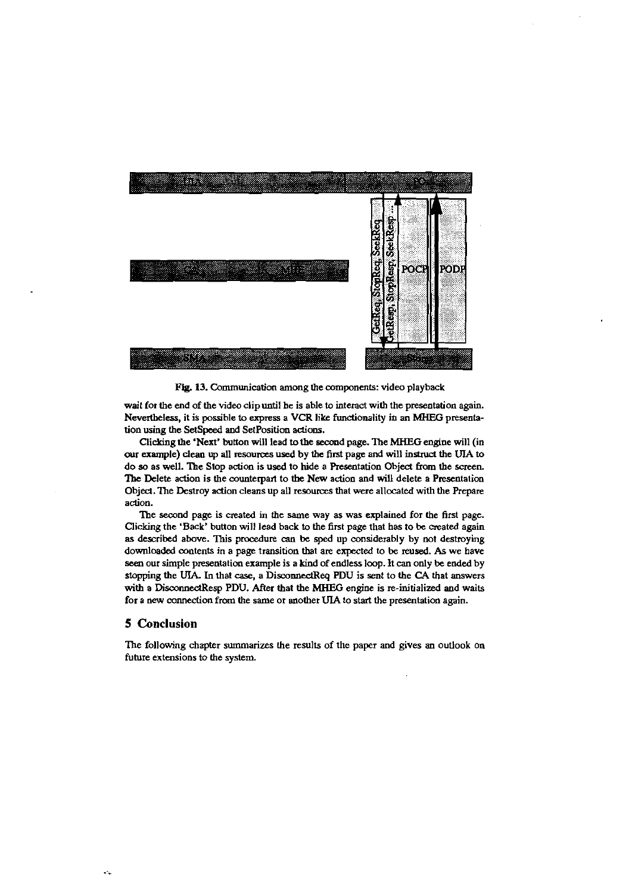**Fig. 13.** Communication among the components: video playback

wait for the end of the video clip until he is able to interact with the presentation again. Nevertheless, it is possible to express a VCR like functionality in an MHEG presentation using the SetSpeed and SetPosition actions.

Clicking the 'Next' button will lead to the second page. The MHEG engine will (in our example) clean up all resources used by the first page and will instruct the UIA to do so as well. The Stop action is used to hide a Presentation Object from the screen. The Delete action is the counterpart to the New action and will delete a Presentation Object. The Destroy action cleans up all resources that were allocated with the Prepare action.

The second page is created in the same way as was explained for the first page. Clicking the 'Back' button will lead back to the first page that has to be created again as described above. This procedure can be sped up considerably by not destroying downloaded contents in a page transition that are expected to be reused. As we have seen our simple presentation example is a kind of endless loop. It can only be ended by stopping the UIA. In that case, a DisconnectReq PDU is sent to the CA that answers with a DisconnectResp PDU. After that the MHEG engine is re-initialized and waits for a new connection from the same or another UIA to start the presentation again.

## 5 Conclusion

The following chapter summarizes the results of the paper and gives an outlook on future extensions to the system.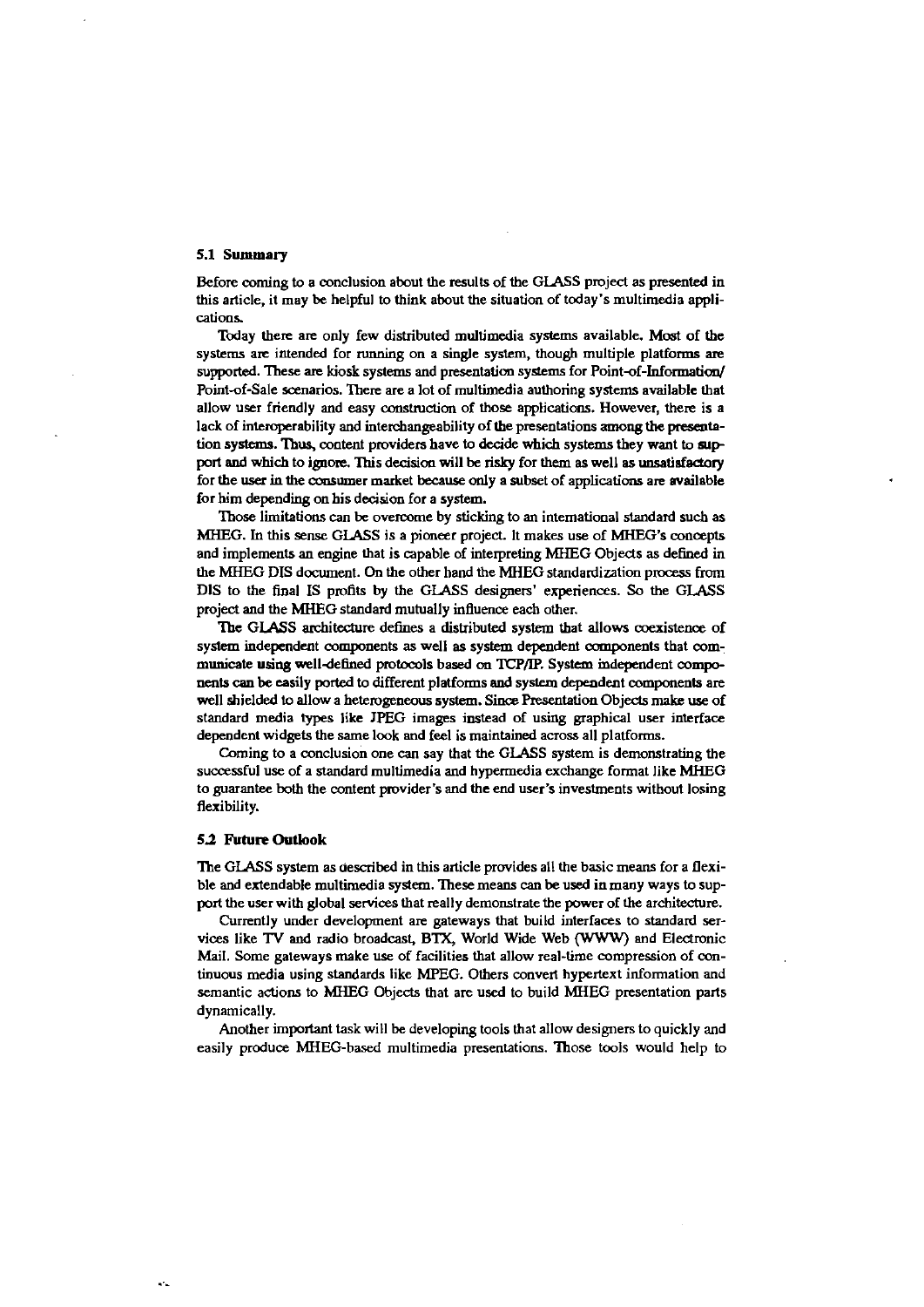### 5.1 Summary

Before coming to a conclusion about the results of the GLASS project as presented in this article, it may be helpful to think about the situation of today's multimedia applications.

Today there are only few distributed multimedia systems available. Most of the systems are intended for running on a single system, though multiple platforms are supported. These are kiosk systems and presentation systems for Point-of-Information/ Point-of-Sale scenarios. There are a lot of multimedia authoring systems available that allow user friendly and easy construction of those applications. However, there is a lack of interoperability and interchangeability of the presentations among the presentation systems. Thus, content providers have to decide which systems they want to support and which to ignore. This decision will be risky for them as well as unsatisfactory for the user in the consumer market because only a subset of applications are available for him depending on his decision for a system.

Those limitations can be overcome by sticking to an international standard such as MHEG. In this sense GLASS is a pioneer project. It makes use of MHEG's concepts and implements an engine that is capable of interpreting MHEG Objects as defined in the MHEG DIS document. On the other hand the MHEG standardization process from DIS to the final IS profits by the GLASS designers' experiences. So the GLASS project and the MHEG standard mutually influence each other.

The GLASS architecture defines a distributed system that allows coexistence of system independent components as well as system dependent components that communicate using well-defined protocols based on TCP/IP. System independent components can be easily ported to different platforms and system dependent components are well shielded to allow a heterogeneous system. Since Presentation Objects make use of standard media types like JPEG images instead of using graphical user interface dependent widgets the same look and feel is maintained across all platforms.

Coming to a conclusion one can say that the GLASS system is demonstrating the successful use of a standard multimedia and hypermedia exchange format like MHEG to guarantee both the content provider's and the end user's investments without losing flexibility.

### 5.2 Future Outlook

The GLASS system as described in this article provides all the basic means for a flexible and extendable multimedia system. These means can be used in many ways to support the user with global services that really demonstrate the power of the architecture.

Currently under development are gateways that build interfaces to standard services like TV and radio broadcast, BTX, World Wide Web (WWW) and Electronic Mail. Some gateways make use of facilities that allow real-time compression of continuous media using standards like MPEG. Others convert hypertext information and semantic actions to MHEG Objects that are used to build MHEG presentation parts dynamically.

Another important task will be developing tools that allow designers to quickly and easily produce MHEG-based multimedia presentations. Those tools would help to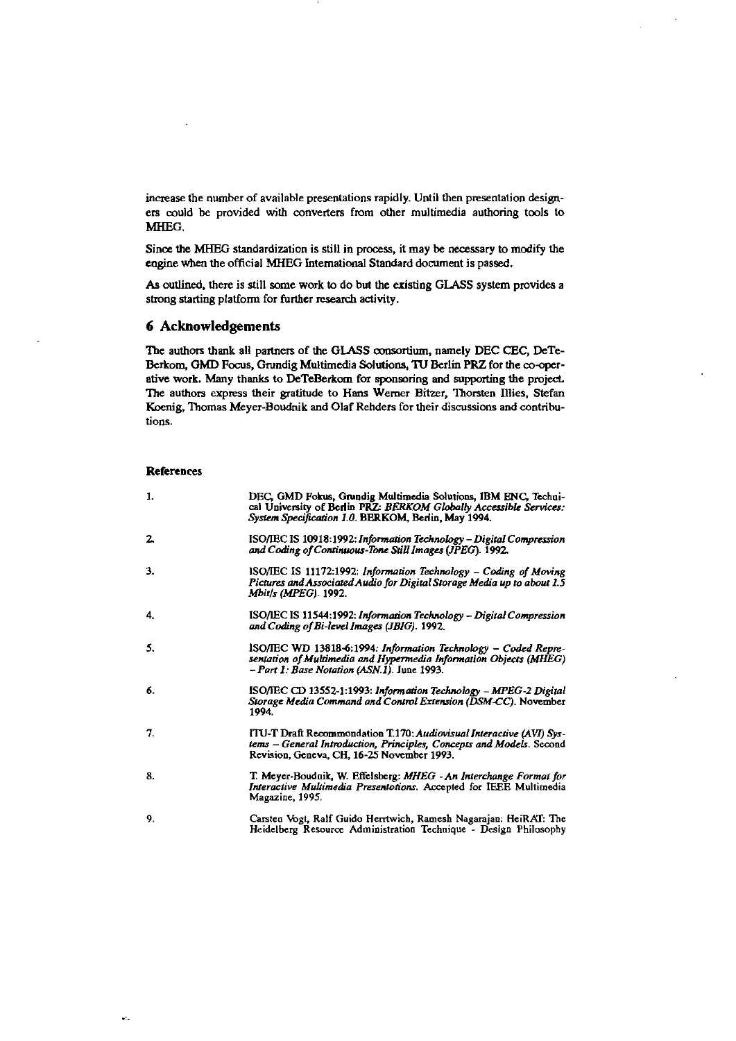increase the number of available presentations rapidly. Until then presentation designers could be provided with converters from other multimedia authoring tools to MHEG.

Since the MHEG standardization is still in process, it may be necessary to modify the engine when the official MHEG International Standard document is passed.

As outlined, there is still some work to do but the existing GLASS system provides a strong starting platform for further research activity.

## 6 Acknowledgements

The authors thank all partners of the GLASS consortium, namely DEC CEC, DeTeBerkom, GMD Focus, Grundig Multimedia Solutions, TU Berlin PRZ for the co-operative work. Many thanks to DeTeBerkom for sponsoring and supporting the project. The authors express their gratitude to Hans Werner Bitzer, Thorsten Illies, Stefan Koenig, Thomas Meyer-Boudnik and Olaf Rehders for their discussions and contributions.

### References

1. DEC, GMD Fokus, Grundig Multimedia Solutions, IBM ENC, Technical University of Berlin PRZ: *BERKOM Globally Accessible Services: System Specification 1.0*. BERKOM, Berlin, May 1994.

2. ISO/IEC IS 10918:1992: *Information Technology – Digital Compression and Coding of Continuous-Tone Still Images (JPEG)*. 1992.

3. ISO/IEC IS 11172:1992: *Information Technology – Coding of Moving Pictures and Associated Audio for Digital Storage Media up to about 1.5 Mbit/s (MPEG)*. 1992.

4. ISO/IEC IS 11544:1992: *Information Technology – Digital Compression and Coding of Bi-level Images (JBIG)*. 1992.

5. ISO/IEC WD 13818-6:1994: *Information Technology – Coded Representation of Multimedia and Hypermedia Information Objects (MHEG) – Part 1: Base Notation (ASN.1)*. June 1993.

6. ISO/IEC CD 13552-1:1993: *Information Technology – MPEG-2 Digital Storage Media Command and Control Extension (DSM-CC)*. November 1994.

7. ITU-T Draft Recommendation T.170: *Audiovisual Interactive (AVI) Systems – General Introduction, Principles, Concepts and Models*. Second Revision, Geneva, CH, 16-25 November 1993.

8. T. Meyer-Boudnik, W. Effelsberg: *MHEG - An Interchange Format for Interactive Multimedia Presentations*. Accepted for IEEE Multimedia Magazine, 1995.

9. Carsten Vogt, Ralf Guido Herrtwich, Ramesh Nagarajan: HeiRAT: The Heidelberg Resource Administration Technique - Design Philosophy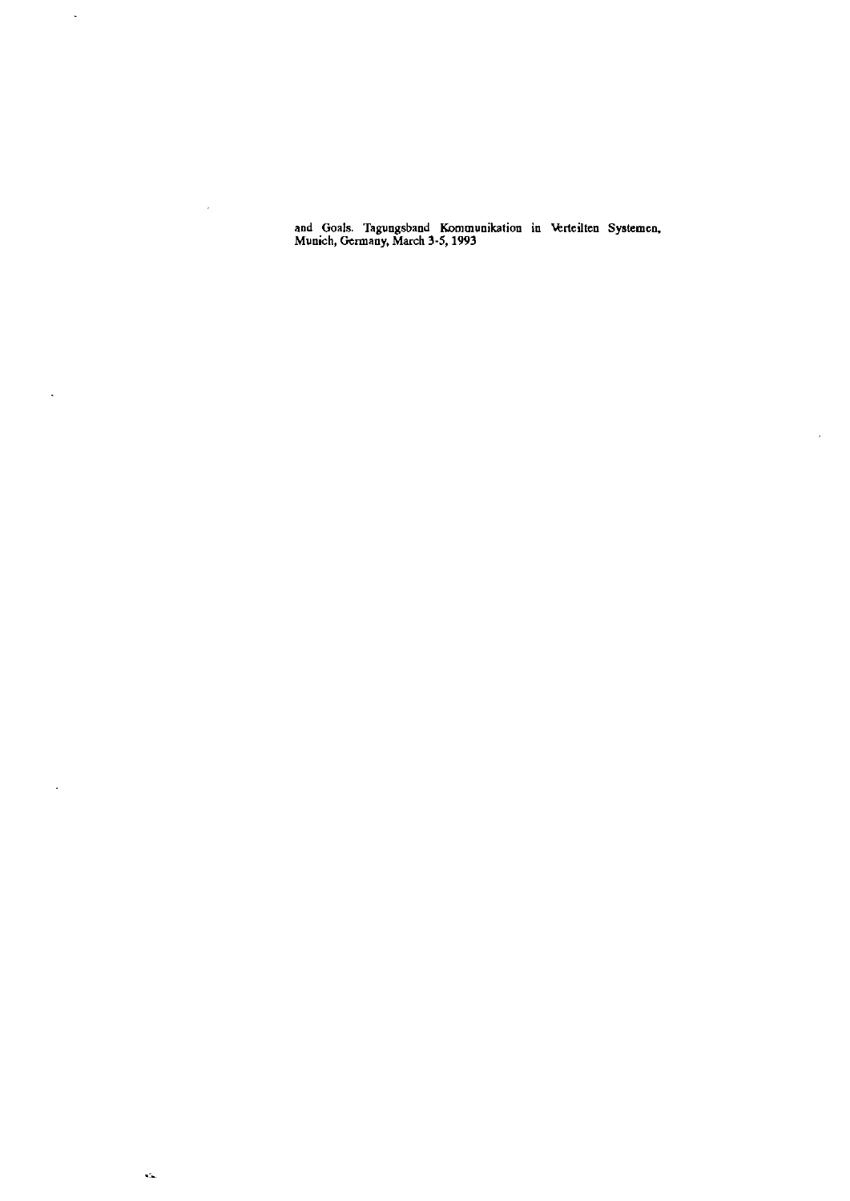and Goals. Tagungsband Kommunikation in Verteilten Systemen, Munich, Germany, March 3-5, 1993